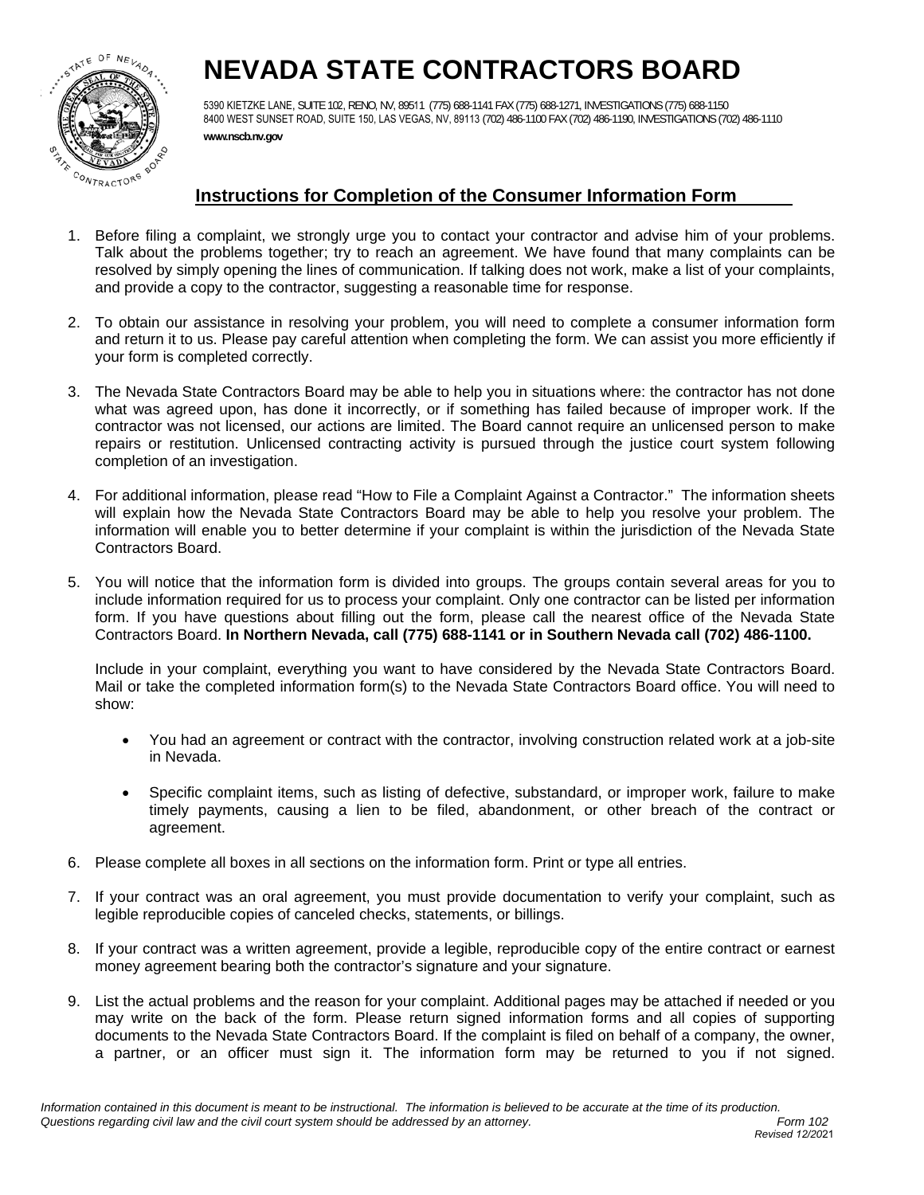# NEVADA STATE CONTRACTORS BOARD

5390 KIETZKE LANE, SUITE 102, RENO, NV, 89511 (775) 688-1141 FAX (775) 688-1271, INVESTIGATIONS (775) 688-1150
8400 WEST SUNSET ROAD, SUITE 150, LAS VEGAS, NV, 89113 (702) 486-1100 FAX (702) 486-1190, INVESTIGATIONS (702) 486-1110
**www.nscb.nv.gov**

## Instructions for Completion of the Consumer Information Form

1. Before filing a complaint, we strongly urge you to contact your contractor and advise him of your problems. Talk about the problems together; try to reach an agreement. We have found that many complaints can be resolved by simply opening the lines of communication. If talking does not work, make a list of your complaints, and provide a copy to the contractor, suggesting a reasonable time for response.

2. To obtain our assistance in resolving your problem, you will need to complete a consumer information form and return it to us. Please pay careful attention when completing the form. We can assist you more efficiently if your form is completed correctly.

3. The Nevada State Contractors Board may be able to help you in situations where: the contractor has not done what was agreed upon, has done it incorrectly, or if something has failed because of improper work. If the contractor was not licensed, our actions are limited. The Board cannot require an unlicensed person to make repairs or restitution. Unlicensed contracting activity is pursued through the justice court system following completion of an investigation.

4. For additional information, please read "How to File a Complaint Against a Contractor." The information sheets will explain how the Nevada State Contractors Board may be able to help you resolve your problem. The information will enable you to better determine if your complaint is within the jurisdiction of the Nevada State Contractors Board.

5. You will notice that the information form is divided into groups. The groups contain several areas for you to include information required for us to process your complaint. Only one contractor can be listed per information form. If you have questions about filling out the form, please call the nearest office of the Nevada State Contractors Board. **In Northern Nevada, call (775) 688-1141 or in Southern Nevada call (702) 486-1100.**

   Include in your complaint, everything you want to have considered by the Nevada State Contractors Board. Mail or take the completed information form(s) to the Nevada State Contractors Board office. You will need to show:

   - You had an agreement or contract with the contractor, involving construction related work at a job-site in Nevada.
   - Specific complaint items, such as listing of defective, substandard, or improper work, failure to make timely payments, causing a lien to be filed, abandonment, or other breach of the contract or agreement.

6. Please complete all boxes in all sections on the information form. Print or type all entries.

7. If your contract was an oral agreement, you must provide documentation to verify your complaint, such as legible reproducible copies of canceled checks, statements, or billings.

8. If your contract was a written agreement, provide a legible, reproducible copy of the entire contract or earnest money agreement bearing both the contractor's signature and your signature.

9. List the actual problems and the reason for your complaint. Additional pages may be attached if needed or you may write on the back of the form. Please return signed information forms and all copies of supporting documents to the Nevada State Contractors Board. If the complaint is filed on behalf of a company, the owner, a partner, or an officer must sign it. The information form may be returned to you if not signed.

*Information contained in this document is meant to be instructional. The information is believed to be accurate at the time of its production. Questions regarding civil law and the civil court system should be addressed by an attorney.*

*Form 102*
*Revised 12/2021*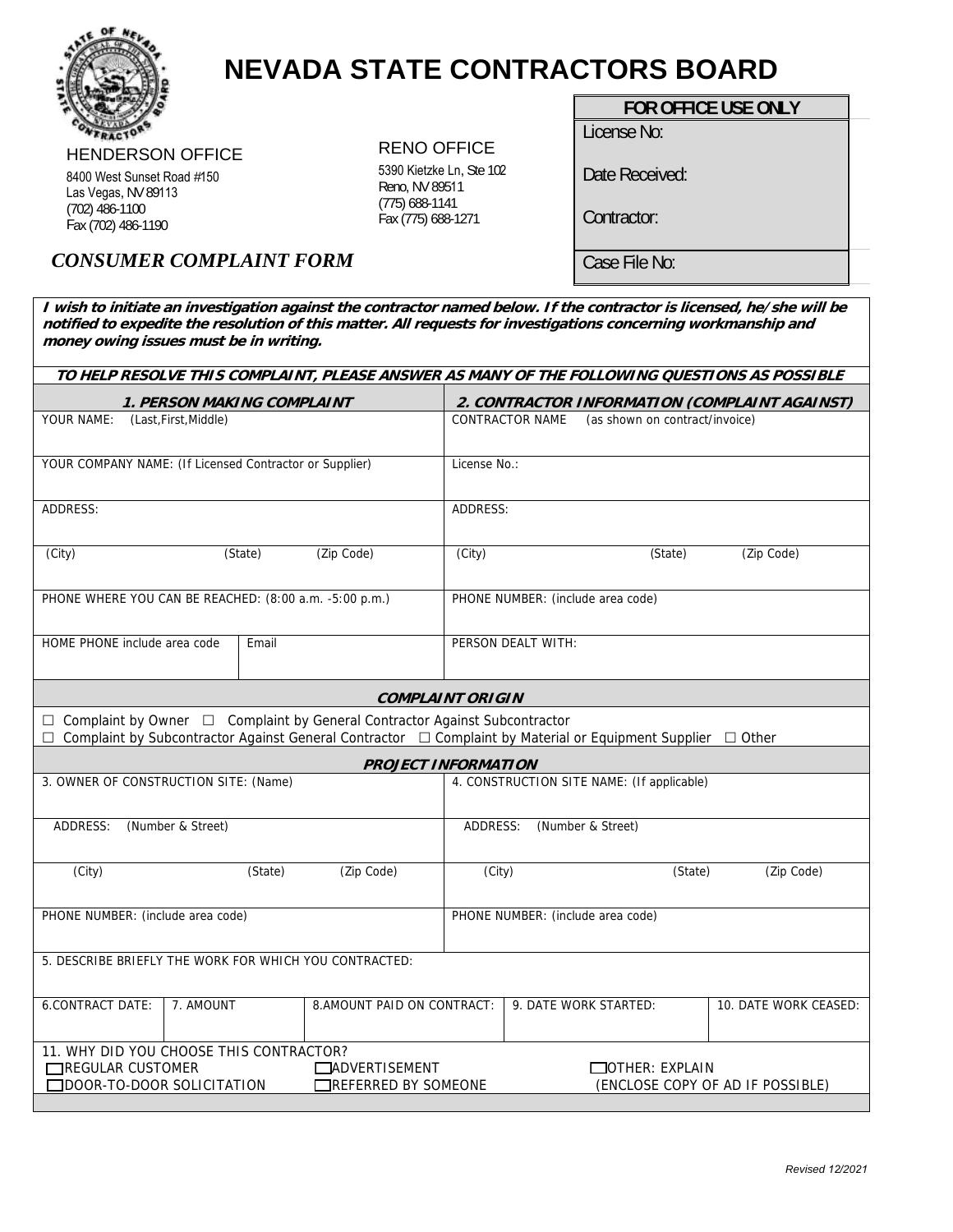# NEVADA STATE CONTRACTORS BOARD

**HENDERSON OFFICE**
8400 West Sunset Road #150
Las Vegas, NV 89113
(702) 486-1100
Fax (702) 486-1190

**RENO OFFICE**
5390 Kietzke Ln, Ste 102
Reno, NV 89511
(775) 688-1141
Fax (775) 688-1271

| FOR OFFICE USE ONLY |
|---|
| License No: |
| Date Received: |
| Contractor: |
| Case File No: |

## *CONSUMER COMPLAINT FORM*

***I wish to initiate an investigation against the contractor named below. If the contractor is licensed, he/she will be notified to expedite the resolution of this matter. All requests for investigations concerning workmanship and money owing issues must be in writing.***

***TO HELP RESOLVE THIS COMPLAINT, PLEASE ANSWER AS MANY OF THE FOLLOWING QUESTIONS AS POSSIBLE***

| 1. PERSON MAKING COMPLAINT | 2. CONTRACTOR INFORMATION (COMPLAINT AGAINST) |
|---|---|
| YOUR NAME: (Last,First,Middle) | CONTRACTOR NAME (as shown on contract/invoice) |
| YOUR COMPANY NAME: (If Licensed Contractor or Supplier) | License No.: |
| ADDRESS: | ADDRESS: |
| (City) (State) (Zip Code) | (City) (State) (Zip Code) |
| PHONE WHERE YOU CAN BE REACHED: (8:00 a.m. -5:00 p.m.) | PHONE NUMBER: (include area code) |
| HOME PHONE include area code / Email | PERSON DEALT WITH: |

**COMPLAINT ORIGIN**

☐ Complaint by Owner ☐ Complaint by General Contractor Against Subcontractor
☐ Complaint by Subcontractor Against General Contractor ☐ Complaint by Material or Equipment Supplier ☐ Other

**PROJECT INFORMATION**

| 3. OWNER OF CONSTRUCTION SITE: (Name) | 4. CONSTRUCTION SITE NAME: (If applicable) |
|---|---|
| ADDRESS: (Number & Street) | ADDRESS: (Number & Street) |
| (City) (State) (Zip Code) | (City) (State) (Zip Code) |
| PHONE NUMBER: (include area code) | PHONE NUMBER: (include area code) |

5. DESCRIBE BRIEFLY THE WORK FOR WHICH YOU CONTRACTED:

| 6.CONTRACT DATE: | 7. AMOUNT | 8.AMOUNT PAID ON CONTRACT: | 9. DATE WORK STARTED: | 10. DATE WORK CEASED: |
|---|---|---|---|---|
| | | | | |

11. WHY DID YOU CHOOSE THIS CONTRACTOR?

☐ REGULAR CUSTOMER ☐ ADVERTISEMENT ☐ OTHER: EXPLAIN
☐ DOOR-TO-DOOR SOLICITATION ☐ REFERRED BY SOMEONE (ENCLOSE COPY OF AD IF POSSIBLE)

*Revised 12/2021*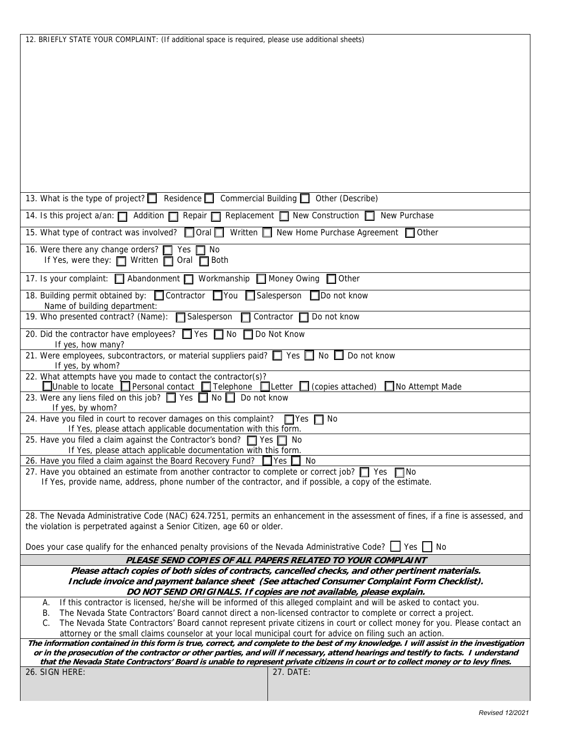12. BRIEFLY STATE YOUR COMPLAINT: (If additional space is required, please use additional sheets)

13. What is the type of project? ☐ Residence ☐ Commercial Building ☐ Other (Describe)

14. Is this project a/an: ☐ Addition ☐ Repair ☐ Replacement ☐ New Construction ☐ New Purchase

15. What type of contract was involved? ☐ Oral ☐ Written ☐ New Home Purchase Agreement ☐ Other

16. Were there any change orders? ☐ Yes ☐ No
If Yes, were they: ☐ Written ☐ Oral ☐ Both

17. Is your complaint: ☐ Abandonment ☐ Workmanship ☐ Money Owing ☐ Other

18. Building permit obtained by: ☐ Contractor ☐ You ☐ Salesperson ☐ Do not know
Name of building department:

19. Who presented contract? (Name): ☐ Salesperson ☐ Contractor ☐ Do not know

20. Did the contractor have employees? ☐ Yes ☐ No ☐ Do Not Know
If yes, how many?

21. Were employees, subcontractors, or material suppliers paid? ☐ Yes ☐ No ☐ Do not know
If yes, by whom?

22. What attempts have you made to contact the contractor(s)?
☐ Unable to locate ☐ Personal contact ☐ Telephone ☐ Letter ☐ (copies attached) ☐ No Attempt Made

23. Were any liens filed on this job? ☐ Yes ☐ No ☐ Do not know
If yes, by whom?

24. Have you filed in court to recover damages on this complaint? ☐ Yes ☐ No
If Yes, please attach applicable documentation with this form.

25. Have you filed a claim against the Contractor's bond? ☐ Yes ☐ No
If Yes, please attach applicable documentation with this form.

26. Have you filed a claim against the Board Recovery Fund? ☐ Yes ☐ No

27. Have you obtained an estimate from another contractor to complete or correct job? ☐ Yes ☐ No
If Yes, provide name, address, phone number of the contractor, and if possible, a copy of the estimate.

28. The Nevada Administrative Code (NAC) 624.7251, permits an enhancement in the assessment of fines, if a fine is assessed, and the violation is perpetrated against a Senior Citizen, age 60 or older.

Does your case qualify for the enhanced penalty provisions of the Nevada Administrative Code? ☐ Yes ☐ No

**PLEASE SEND COPIES OF ALL PAPERS RELATED TO YOUR COMPLAINT**

**Please attach copies of both sides of contracts, cancelled checks, and other pertinent materials. Include invoice and payment balance sheet (See attached Consumer Complaint Form Checklist). DO NOT SEND ORIGINALS. If copies are not available, please explain.**

A. If this contractor is licensed, he/she will be informed of this alleged complaint and will be asked to contact you.
B. The Nevada State Contractors' Board cannot direct a non-licensed contractor to complete or correct a project.
C. The Nevada State Contractors' Board cannot represent private citizens in court or collect money for you. Please contact an attorney or the small claims counselor at your local municipal court for advice on filing such an action.

**The information contained in this form is true, correct, and complete to the best of my knowledge. I will assist in the investigation or in the prosecution of the contractor or other parties, and will if necessary, attend hearings and testify to facts. I understand that the Nevada State Contractors' Board is unable to represent private citizens in court or to collect money or to levy fines.**

| 26. SIGN HERE: | 27. DATE: |
|---|---|
| | |

*Revised 12/2021*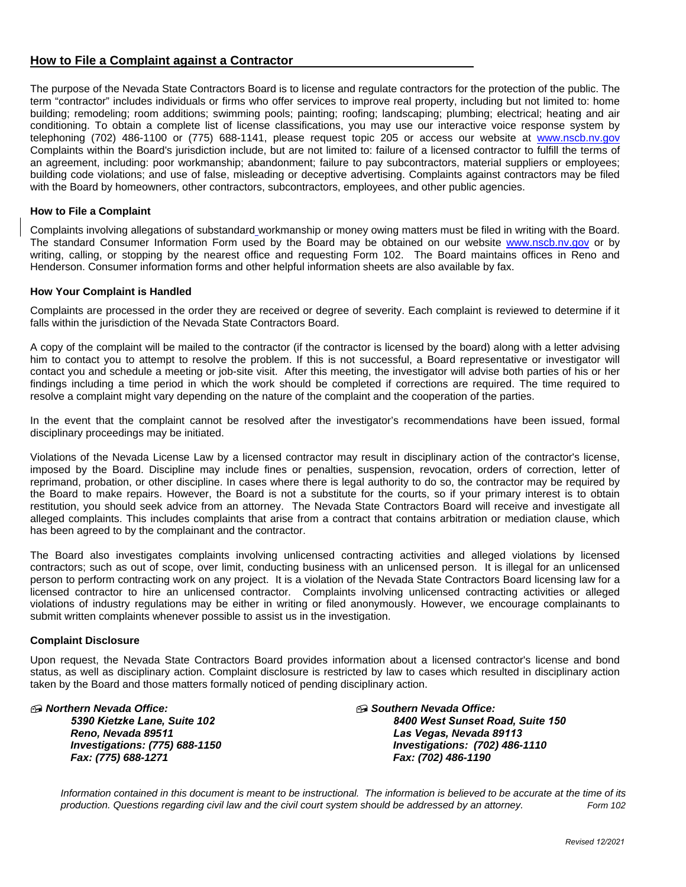## How to File a Complaint against a Contractor

The purpose of the Nevada State Contractors Board is to license and regulate contractors for the protection of the public. The term "contractor" includes individuals or firms who offer services to improve real property, including but not limited to: home building; remodeling; room additions; swimming pools; painting; roofing; landscaping; plumbing; electrical; heating and air conditioning. To obtain a complete list of license classifications, you may use our interactive voice response system by telephoning (702) 486-1100 or (775) 688-1141, please request topic 205 or access our website at www.nscb.nv.gov Complaints within the Board's jurisdiction include, but are not limited to: failure of a licensed contractor to fulfill the terms of an agreement, including: poor workmanship; abandonment; failure to pay subcontractors, material suppliers or employees; building code violations; and use of false, misleading or deceptive advertising. Complaints against contractors may be filed with the Board by homeowners, other contractors, subcontractors, employees, and other public agencies.

### How to File a Complaint

Complaints involving allegations of substandard workmanship or money owing matters must be filed in writing with the Board. The standard Consumer Information Form used by the Board may be obtained on our website www.nscb.nv.gov or by writing, calling, or stopping by the nearest office and requesting Form 102. The Board maintains offices in Reno and Henderson. Consumer information forms and other helpful information sheets are also available by fax.

### How Your Complaint is Handled

Complaints are processed in the order they are received or degree of severity. Each complaint is reviewed to determine if it falls within the jurisdiction of the Nevada State Contractors Board.

A copy of the complaint will be mailed to the contractor (if the contractor is licensed by the board) along with a letter advising him to contact you to attempt to resolve the problem. If this is not successful, a Board representative or investigator will contact you and schedule a meeting or job-site visit. After this meeting, the investigator will advise both parties of his or her findings including a time period in which the work should be completed if corrections are required. The time required to resolve a complaint might vary depending on the nature of the complaint and the cooperation of the parties.

In the event that the complaint cannot be resolved after the investigator's recommendations have been issued, formal disciplinary proceedings may be initiated.

Violations of the Nevada License Law by a licensed contractor may result in disciplinary action of the contractor's license, imposed by the Board. Discipline may include fines or penalties, suspension, revocation, orders of correction, letter of reprimand, probation, or other discipline. In cases where there is legal authority to do so, the contractor may be required by the Board to make repairs. However, the Board is not a substitute for the courts, so if your primary interest is to obtain restitution, you should seek advice from an attorney. The Nevada State Contractors Board will receive and investigate all alleged complaints. This includes complaints that arise from a contract that contains arbitration or mediation clause, which has been agreed to by the complainant and the contractor.

The Board also investigates complaints involving unlicensed contracting activities and alleged violations by licensed contractors; such as out of scope, over limit, conducting business with an unlicensed person. It is illegal for an unlicensed person to perform contracting work on any project. It is a violation of the Nevada State Contractors Board licensing law for a licensed contractor to hire an unlicensed contractor. Complaints involving unlicensed contracting activities or alleged violations of industry regulations may be either in writing or filed anonymously. However, we encourage complainants to submit written complaints whenever possible to assist us in the investigation.

### Complaint Disclosure

Upon request, the Nevada State Contractors Board provides information about a licensed contractor's license and bond status, as well as disciplinary action. Complaint disclosure is restricted by law to cases which resulted in disciplinary action taken by the Board and those matters formally noticed of pending disciplinary action.

***Northern Nevada Office:***
***5390 Kietzke Lane, Suite 102***
***Reno, Nevada 89511***
***Investigations: (775) 688-1150***
***Fax: (775) 688-1271***

***Southern Nevada Office:***
***8400 West Sunset Road, Suite 150***
***Las Vegas, Nevada 89113***
***Investigations: (702) 486-1110***
***Fax: (702) 486-1190***

*Information contained in this document is meant to be instructional. The information is believed to be accurate at the time of its production. Questions regarding civil law and the civil court system should be addressed by an attorney.* *Form 102*

*Revised 12/2021*